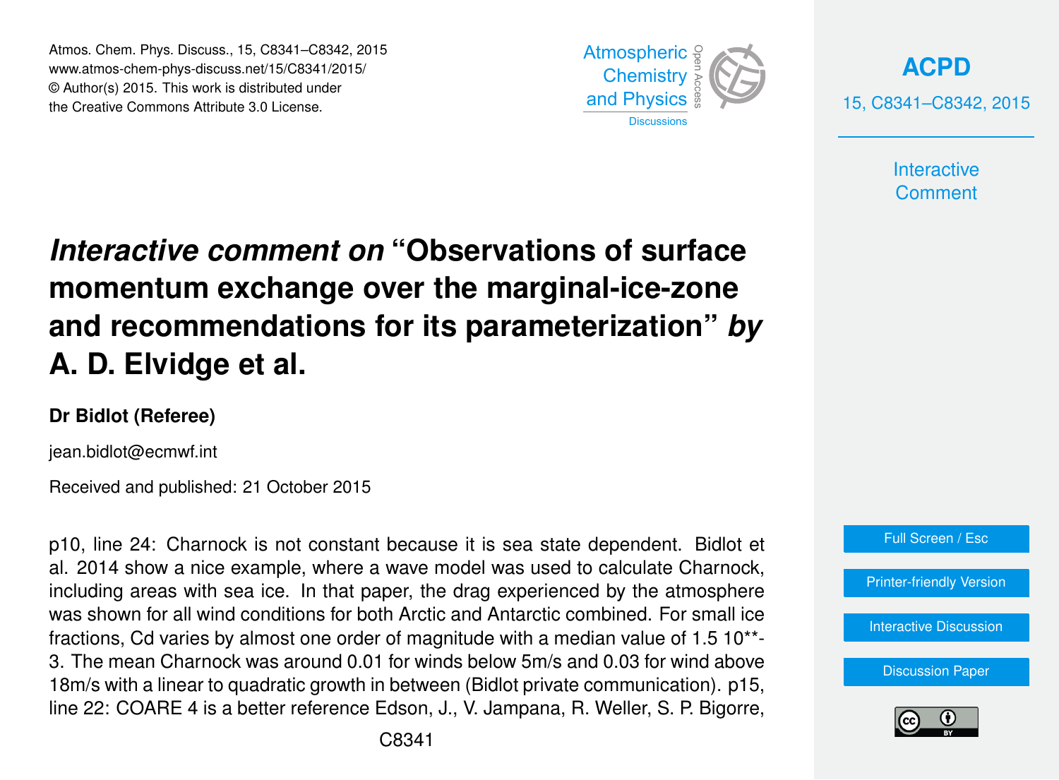# *Interactive comment on* "Observations of surface momentum exchange over the marginal-ice-zone and recommendations for its parameterization" *by* A. D. Elvidge et al.

**Dr Bidlot (Referee)**

jean.bidlot@ecmwf.int

Received and published: 21 October 2015

p10, line 24: Charnock is not constant because it is sea state dependent. Bidlot et al. 2014 show a nice example, where a wave model was used to calculate Charnock, including areas with sea ice. In that paper, the drag experienced by the atmosphere was shown for all wind conditions for both Arctic and Antarctic combined. For small ice fractions, Cd varies by almost one order of magnitude with a median value of 1.5 10**-3. The mean Charnock was around 0.01 for winds below 5m/s and 0.03 for wind above 18m/s with a linear to quadratic growth in between (Bidlot private communication). p15, line 22: COARE 4 is a better reference Edson, J., V. Jampana, R. Weller, S. P. Bigorre,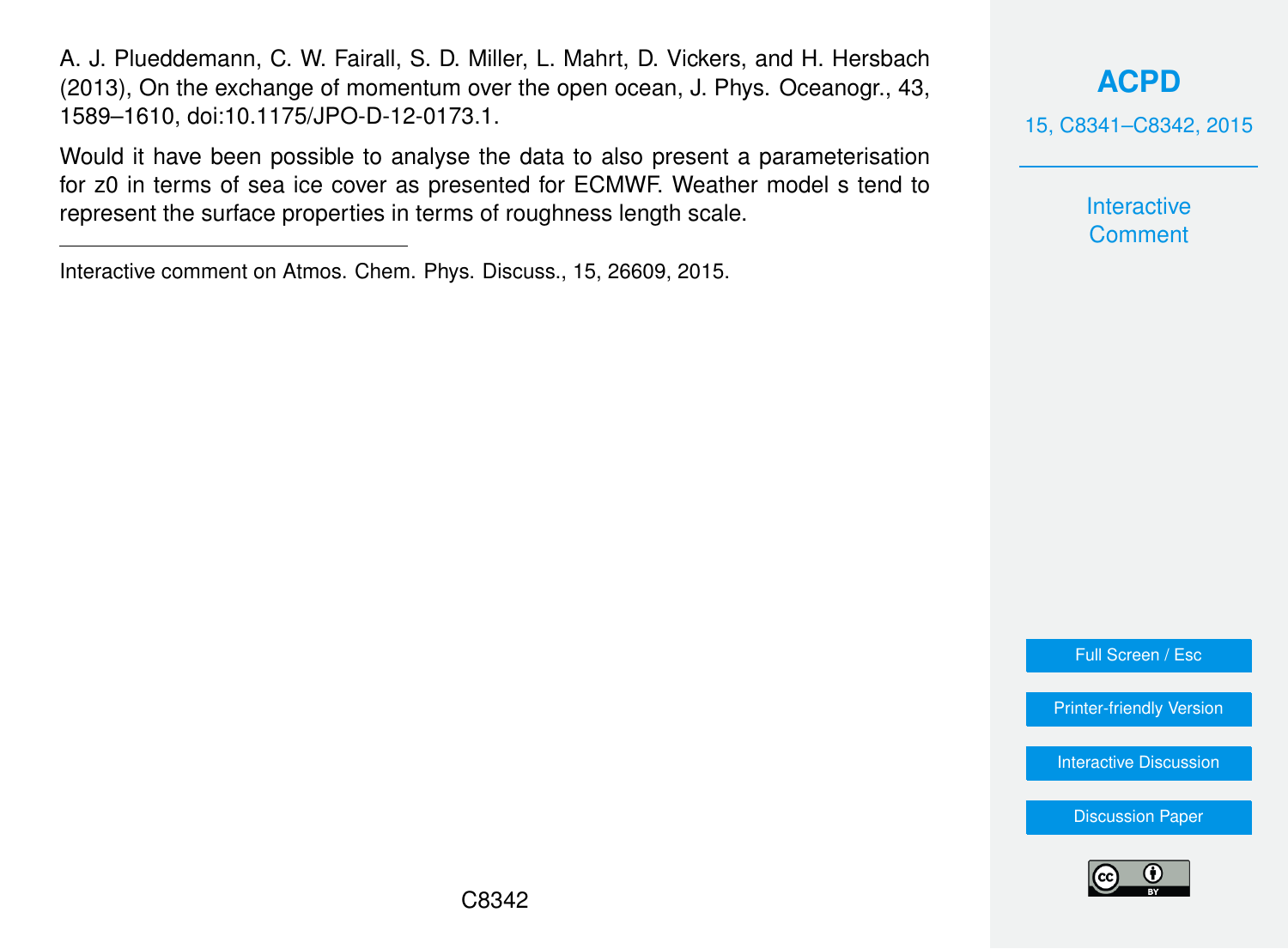A. J. Plueddemann, C. W. Fairall, S. D. Miller, L. Mahrt, D. Vickers, and H. Hersbach (2013), On the exchange of momentum over the open ocean, J. Phys. Oceanogr., 43, 1589–1610, doi:10.1175/JPO-D-12-0173.1.

Would it have been possible to analyse the data to also present a parameterisation for z0 in terms of sea ice cover as presented for ECMWF. Weather model s tend to represent the surface properties in terms of roughness length scale.

---

Interactive comment on Atmos. Chem. Phys. Discuss., 15, 26609, 2015.